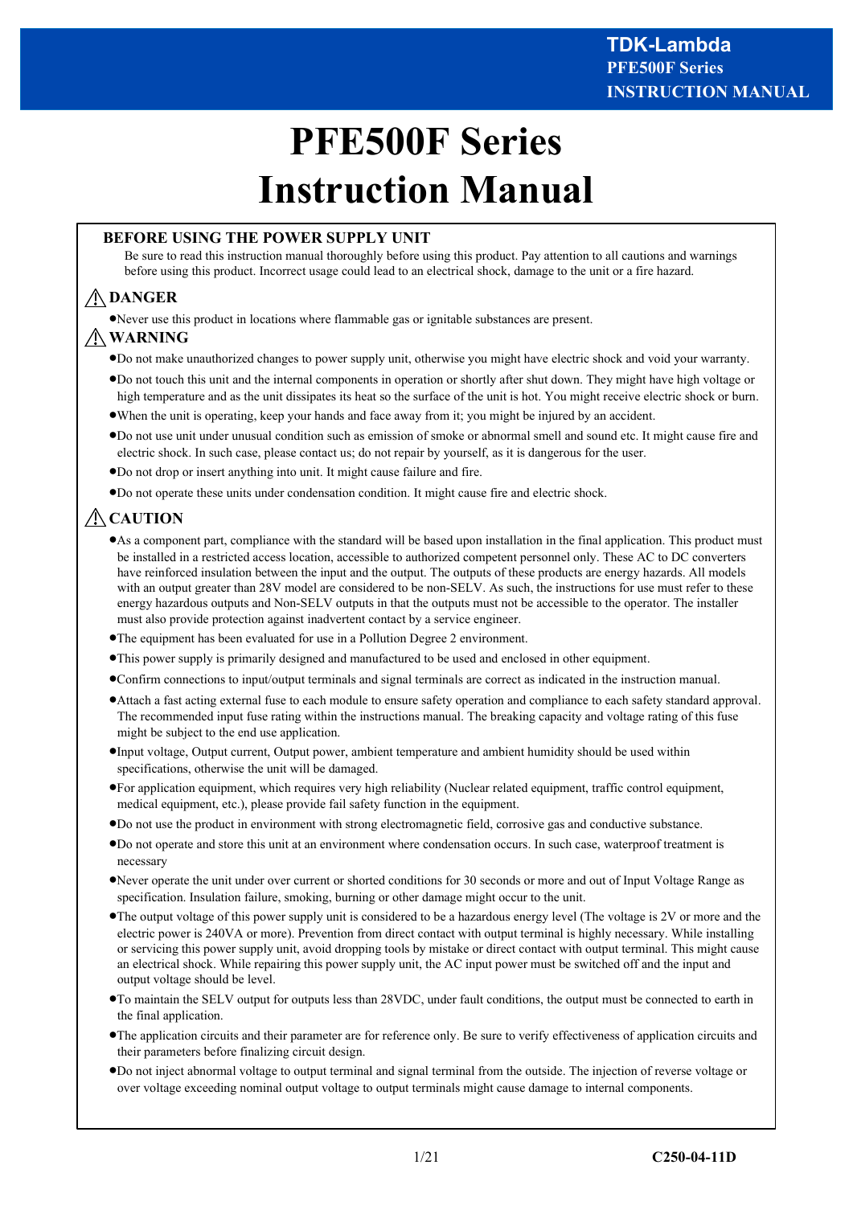# PFE500F Series Instruction Manual

## BEFORE USING THE POWER SUPPLY UNIT

Be sure to read this instruction manual thoroughly before using this product. Pay attention to all cautions and warnings before using this product. Incorrect usage could lead to an electrical shock, damage to the unit or a fire hazard.

### ⚠ DANGER

- Never use this product in locations where flammable gas or ignitable substances are present.

### ⚠ WARNING

- Do not make unauthorized changes to power supply unit, otherwise you might have electric shock and void your warranty.
- Do not touch this unit and the internal components in operation or shortly after shut down. They might have high voltage or high temperature and as the unit dissipates its heat so the surface of the unit is hot. You might receive electric shock or burn.
- When the unit is operating, keep your hands and face away from it; you might be injured by an accident.
- Do not use unit under unusual condition such as emission of smoke or abnormal smell and sound etc. It might cause fire and electric shock. In such case, please contact us; do not repair by yourself, as it is dangerous for the user.
- Do not drop or insert anything into unit. It might cause failure and fire.
- Do not operate these units under condensation condition. It might cause fire and electric shock.

### ⚠ CAUTION

- As a component part, compliance with the standard will be based upon installation in the final application. This product must be installed in a restricted access location, accessible to authorized competent personnel only. These AC to DC converters have reinforced insulation between the input and the output. The outputs of these products are energy hazards. All models with an output greater than 28V model are considered to be non-SELV. As such, the instructions for use must refer to these energy hazardous outputs and Non-SELV outputs in that the outputs must not be accessible to the operator. The installer must also provide protection against inadvertent contact by a service engineer.
- The equipment has been evaluated for use in a Pollution Degree 2 environment.
- This power supply is primarily designed and manufactured to be used and enclosed in other equipment.
- Confirm connections to input/output terminals and signal terminals are correct as indicated in the instruction manual.
- Attach a fast acting external fuse to each module to ensure safety operation and compliance to each safety standard approval. The recommended input fuse rating within the instructions manual. The breaking capacity and voltage rating of this fuse might be subject to the end use application.
- Input voltage, Output current, Output power, ambient temperature and ambient humidity should be used within specifications, otherwise the unit will be damaged.
- For application equipment, which requires very high reliability (Nuclear related equipment, traffic control equipment, medical equipment, etc.), please provide fail safety function in the equipment.
- Do not use the product in environment with strong electromagnetic field, corrosive gas and conductive substance.
- Do not operate and store this unit at an environment where condensation occurs. In such case, waterproof treatment is necessary
- Never operate the unit under over current or shorted conditions for 30 seconds or more and out of Input Voltage Range as specification. Insulation failure, smoking, burning or other damage might occur to the unit.
- The output voltage of this power supply unit is considered to be a hazardous energy level (The voltage is 2V or more and the electric power is 240VA or more). Prevention from direct contact with output terminal is highly necessary. While installing or servicing this power supply unit, avoid dropping tools by mistake or direct contact with output terminal. This might cause an electrical shock. While repairing this power supply unit, the AC input power must be switched off and the input and output voltage should be level.
- To maintain the SELV output for outputs less than 28VDC, under fault conditions, the output must be connected to earth in the final application.
- The application circuits and their parameter are for reference only. Be sure to verify effectiveness of application circuits and their parameters before finalizing circuit design.
- Do not inject abnormal voltage to output terminal and signal terminal from the outside. The injection of reverse voltage or over voltage exceeding nominal output voltage to output terminals might cause damage to internal components.

C250-04-11D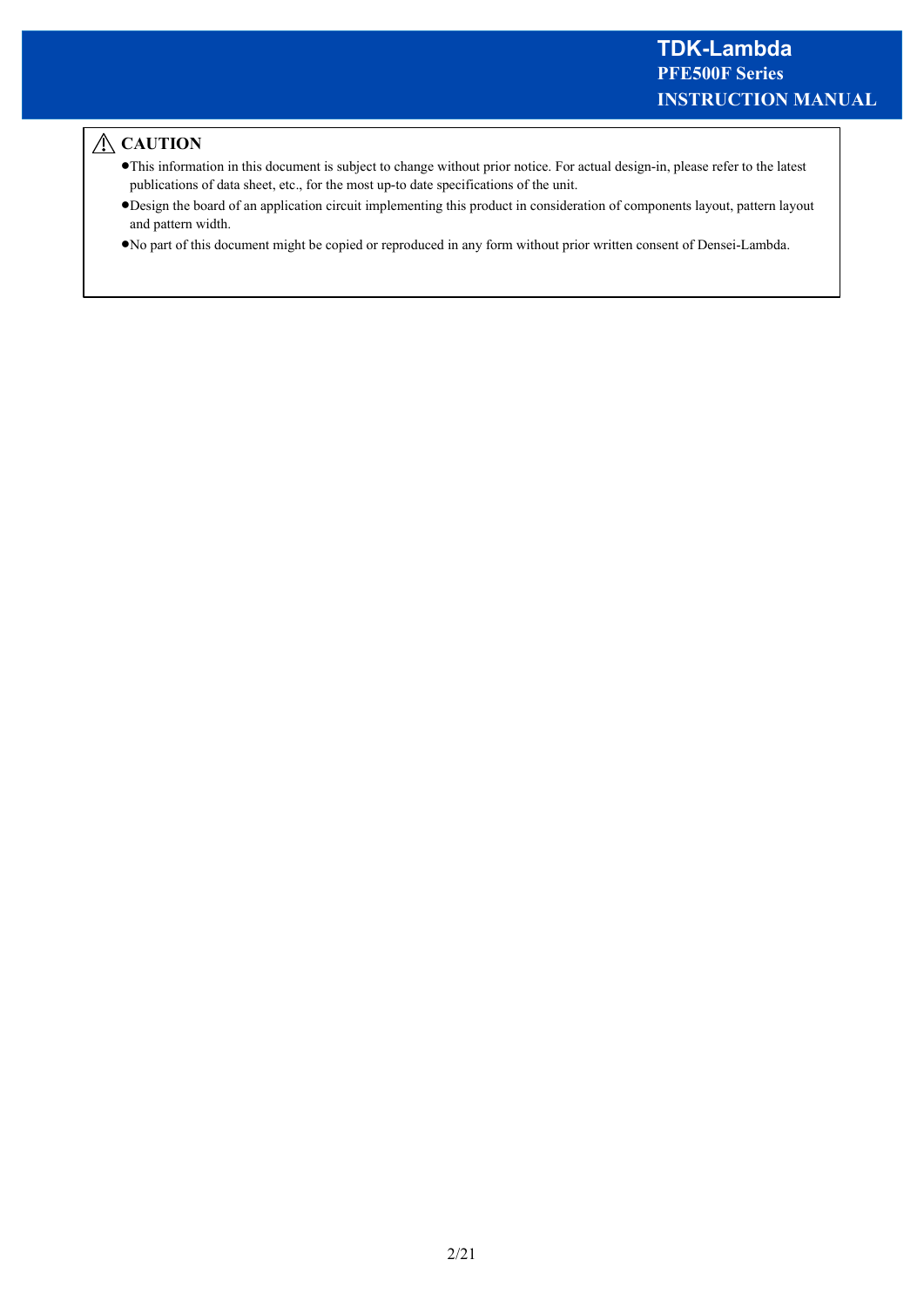## ⚠ CAUTION

- This information in this document is subject to change without prior notice. For actual design-in, please refer to the latest publications of data sheet, etc., for the most up-to date specifications of the unit.
- Design the board of an application circuit implementing this product in consideration of components layout, pattern layout and pattern width.
- No part of this document might be copied or reproduced in any form without prior written consent of Densei-Lambda.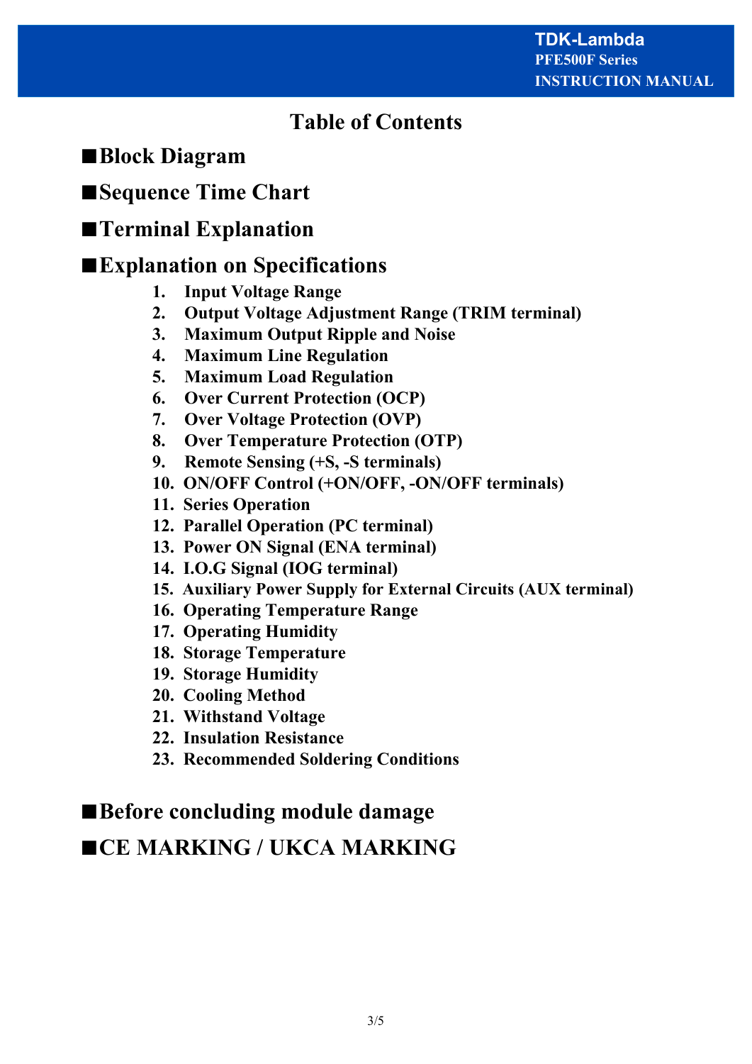# Table of Contents

## ■Block Diagram

## ■Sequence Time Chart

## ■Terminal Explanation

## ■Explanation on Specifications

1. **Input Voltage Range**
2. **Output Voltage Adjustment Range (TRIM terminal)**
3. **Maximum Output Ripple and Noise**
4. **Maximum Line Regulation**
5. **Maximum Load Regulation**
6. **Over Current Protection (OCP)**
7. **Over Voltage Protection (OVP)**
8. **Over Temperature Protection (OTP)**
9. **Remote Sensing (+S, -S terminals)**
10. **ON/OFF Control (+ON/OFF, -ON/OFF terminals)**
11. **Series Operation**
12. **Parallel Operation (PC terminal)**
13. **Power ON Signal (ENA terminal)**
14. **I.O.G Signal (IOG terminal)**
15. **Auxiliary Power Supply for External Circuits (AUX terminal)**
16. **Operating Temperature Range**
17. **Operating Humidity**
18. **Storage Temperature**
19. **Storage Humidity**
20. **Cooling Method**
21. **Withstand Voltage**
22. **Insulation Resistance**
23. **Recommended Soldering Conditions**

## ■Before concluding module damage

## ■CE MARKING / UKCA MARKING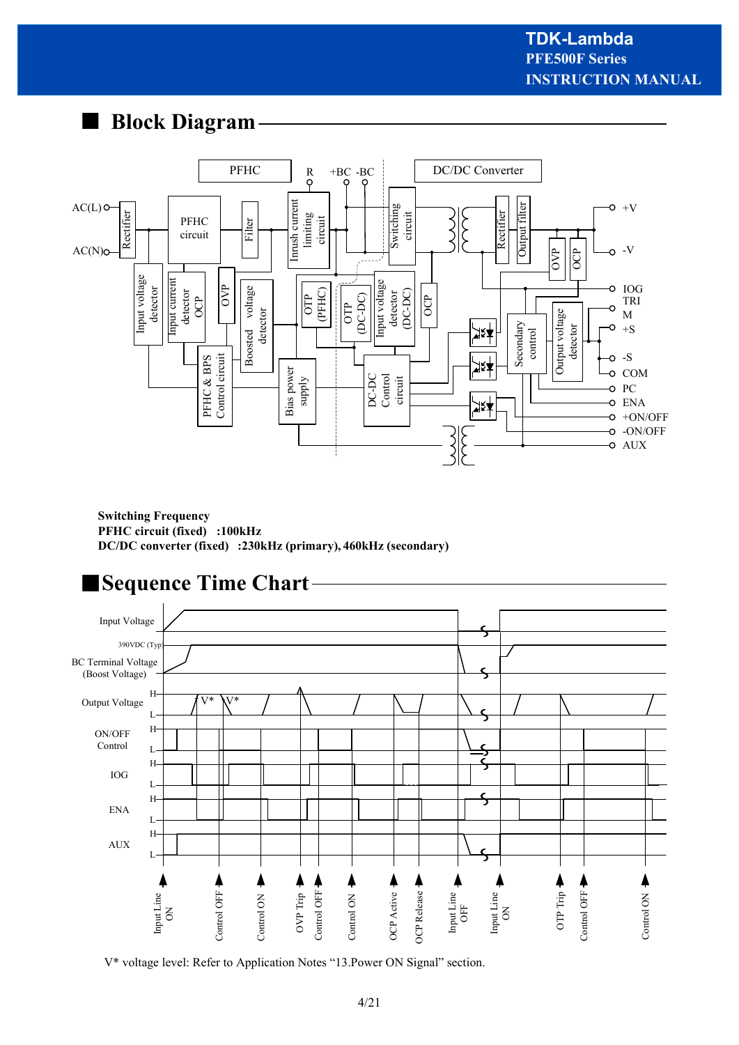## ■ Block Diagram

**Switching Frequency**
**PFHC circuit (fixed)  :100kHz**
**DC/DC converter (fixed)  :230kHz (primary), 460kHz (secondary)**

## ■Sequence Time Chart

V* voltage level: Refer to Application Notes "13.Power ON Signal" section.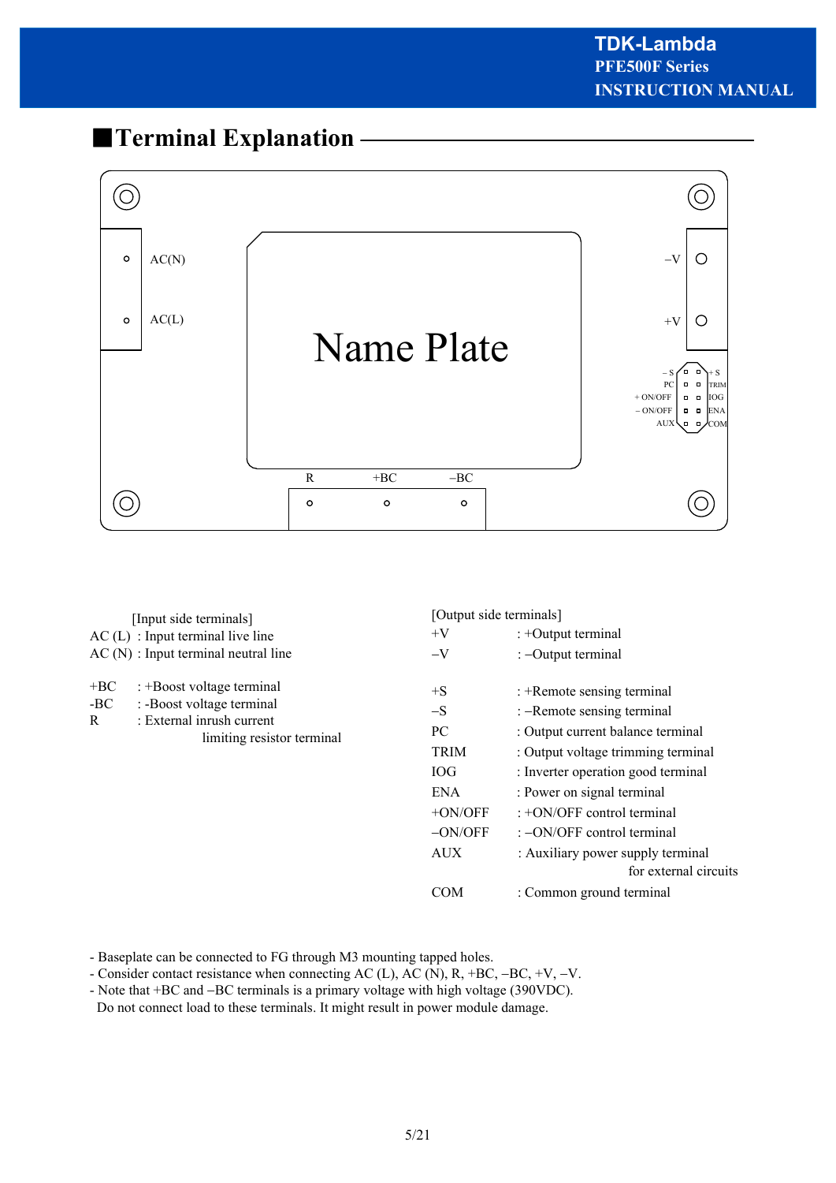## ■Terminal Explanation

[Input side terminals]

AC (L) : Input terminal live line
AC (N) : Input terminal neutral line

+BC : +Boost voltage terminal
-BC : -Boost voltage terminal
R : External inrush current limiting resistor terminal

[Output side terminals]

+V : +Output terminal
–V : –Output terminal

+S : +Remote sensing terminal
–S : –Remote sensing terminal
PC : Output current balance terminal
TRIM : Output voltage trimming terminal
IOG : Inverter operation good terminal
ENA : Power on signal terminal
+ON/OFF : +ON/OFF control terminal
–ON/OFF : –ON/OFF control terminal
AUX : Auxiliary power supply terminal for external circuits
COM : Common ground terminal

- Baseplate can be connected to FG through M3 mounting tapped holes.
- Consider contact resistance when connecting AC (L), AC (N), R, +BC, –BC, +V, –V.
- Note that +BC and –BC terminals is a primary voltage with high voltage (390VDC).
  Do not connect load to these terminals. It might result in power module damage.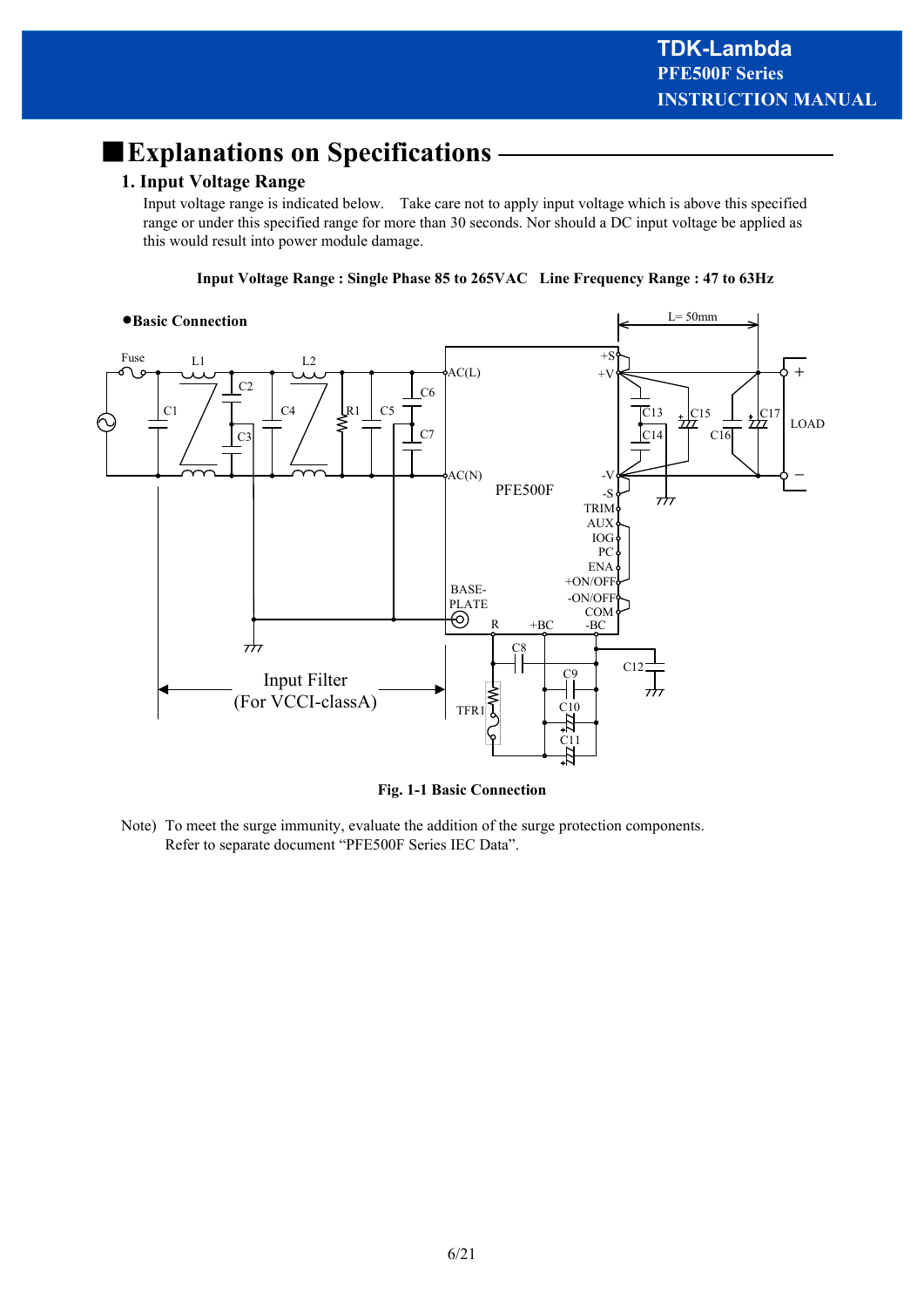# ■Explanations on Specifications

## 1. Input Voltage Range

Input voltage range is indicated below. Take care not to apply input voltage which is above this specified range or under this specified range for more than 30 seconds. Nor should a DC input voltage be applied as this would result into power module damage.

**Input Voltage Range : Single Phase 85 to 265VAC   Line Frequency Range : 47 to 63Hz**

●**Basic Connection**

**Fig. 1-1 Basic Connection**

Note) To meet the surge immunity, evaluate the addition of the surge protection components.
Refer to separate document "PFE500F Series IEC Data".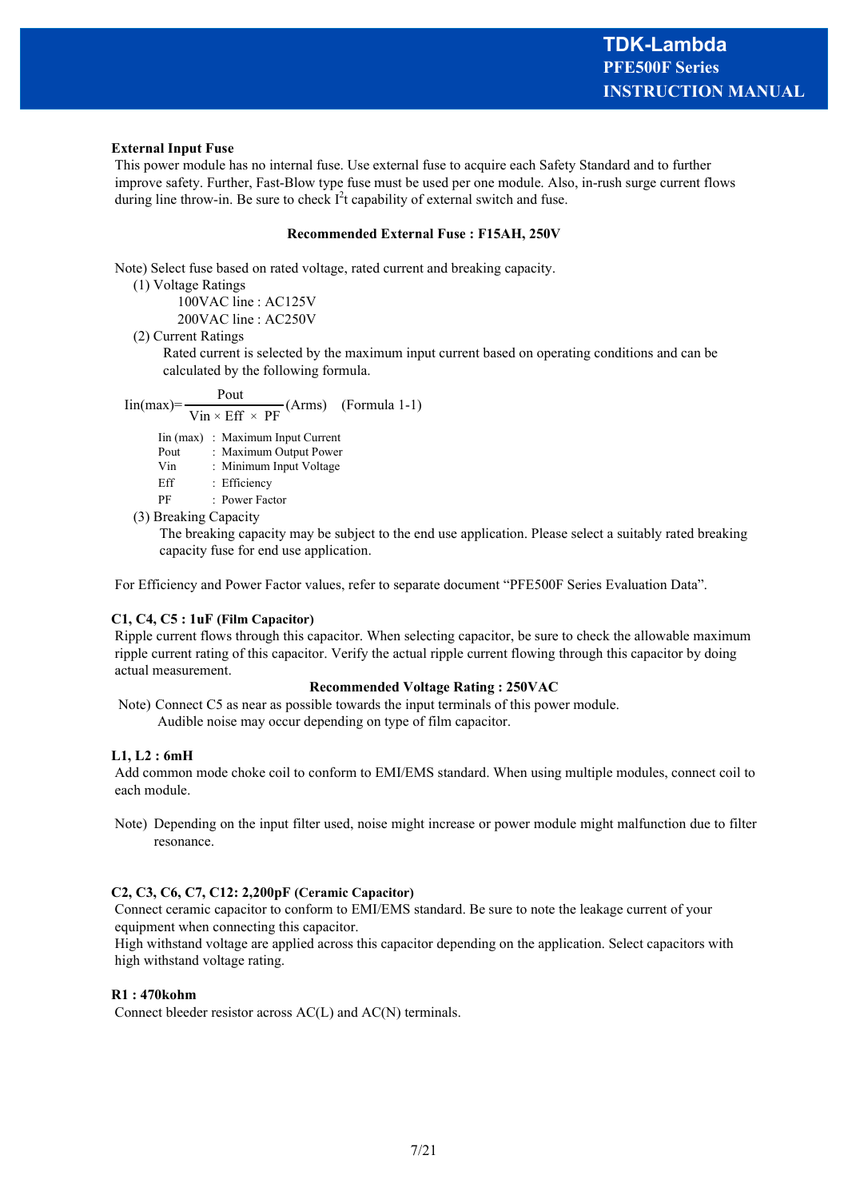**External Input Fuse**

This power module has no internal fuse. Use external fuse to acquire each Safety Standard and to further improve safety. Further, Fast-Blow type fuse must be used per one module. Also, in-rush surge current flows during line throw-in. Be sure to check $I^2t$ capability of external switch and fuse.

**Recommended External Fuse : F15AH, 250V**

Note) Select fuse based on rated voltage, rated current and breaking capacity.

(1) Voltage Ratings

100VAC line : AC125V

200VAC line : AC250V

(2) Current Ratings

Rated current is selected by the maximum input current based on operating conditions and can be calculated by the following formula.

$$\mathrm{Iin(max)} = \frac{\mathrm{Pout}}{\mathrm{Vin} \times \mathrm{Eff} \times \mathrm{PF}} \ (\mathrm{Arms}) \quad \text{(Formula 1-1)}$$

| | | |
|---|---|---|
| Iin (max) | : | Maximum Input Current |
| Pout | : | Maximum Output Power |
| Vin | : | Minimum Input Voltage |
| Eff | : | Efficiency |
| PF | : | Power Factor |

(3) Breaking Capacity

The breaking capacity may be subject to the end use application. Please select a suitably rated breaking capacity fuse for end use application.

For Efficiency and Power Factor values, refer to separate document "PFE500F Series Evaluation Data".

**C1, C4, C5 : 1uF (Film Capacitor)**

Ripple current flows through this capacitor. When selecting capacitor, be sure to check the allowable maximum ripple current rating of this capacitor. Verify the actual ripple current flowing through this capacitor by doing actual measurement.

**Recommended Voltage Rating : 250VAC**

Note) Connect C5 as near as possible towards the input terminals of this power module.
Audible noise may occur depending on type of film capacitor.

**L1, L2 : 6mH**

Add common mode choke coil to conform to EMI/EMS standard. When using multiple modules, connect coil to each module.

Note) Depending on the input filter used, noise might increase or power module might malfunction due to filter resonance.

**C2, C3, C6, C7, C12: 2,200pF (Ceramic Capacitor)**

Connect ceramic capacitor to conform to EMI/EMS standard. Be sure to note the leakage current of your equipment when connecting this capacitor.

High withstand voltage are applied across this capacitor depending on the application. Select capacitors with high withstand voltage rating.

**R1 : 470kohm**

Connect bleeder resistor across AC(L) and AC(N) terminals.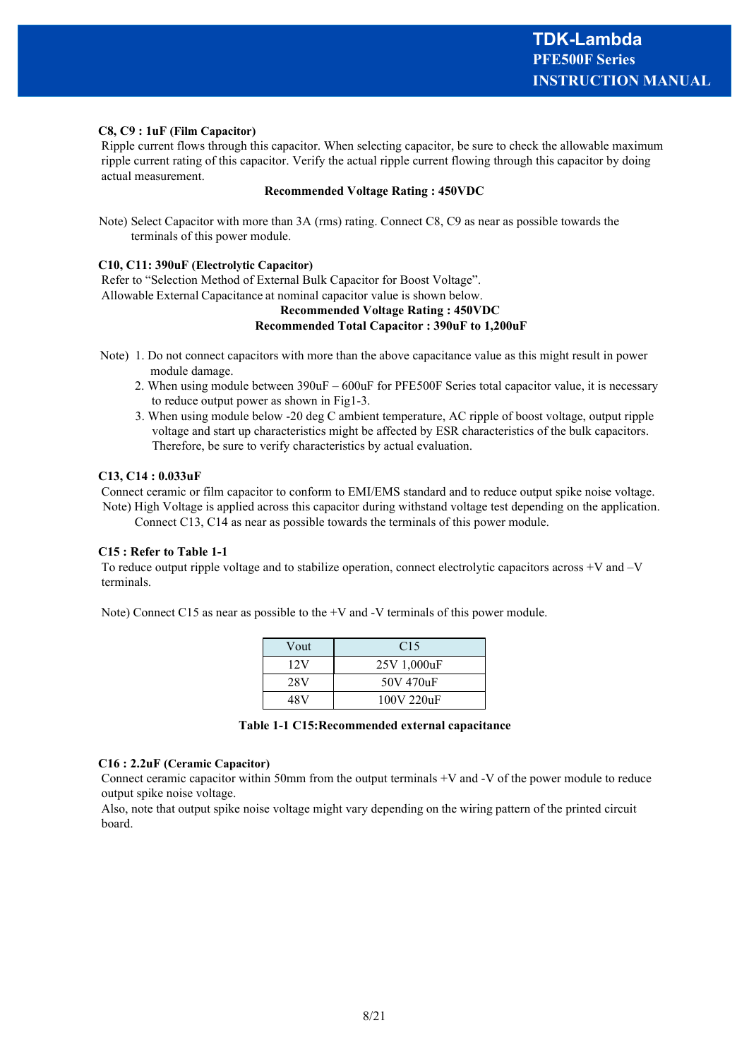**C8, C9 : 1uF (Film Capacitor)**

Ripple current flows through this capacitor. When selecting capacitor, be sure to check the allowable maximum ripple current rating of this capacitor. Verify the actual ripple current flowing through this capacitor by doing actual measurement.

**Recommended Voltage Rating : 450VDC**

Note) Select Capacitor with more than 3A (rms) rating. Connect C8, C9 as near as possible towards the terminals of this power module.

**C10, C11: 390uF (Electrolytic Capacitor)**

Refer to "Selection Method of External Bulk Capacitor for Boost Voltage".
Allowable External Capacitance at nominal capacitor value is shown below.

**Recommended Voltage Rating : 450VDC**
**Recommended Total Capacitor : 390uF to 1,200uF**

Note) 1. Do not connect capacitors with more than the above capacitance value as this might result in power module damage.
2. When using module between 390uF – 600uF for PFE500F Series total capacitor value, it is necessary to reduce output power as shown in Fig1-3.
3. When using module below -20 deg C ambient temperature, AC ripple of boost voltage, output ripple voltage and start up characteristics might be affected by ESR characteristics of the bulk capacitors. Therefore, be sure to verify characteristics by actual evaluation.

**C13, C14 : 0.033uF**

Connect ceramic or film capacitor to conform to EMI/EMS standard and to reduce output spike noise voltage.
Note) High Voltage is applied across this capacitor during withstand voltage test depending on the application. Connect C13, C14 as near as possible towards the terminals of this power module.

**C15 : Refer to Table 1-1**

To reduce output ripple voltage and to stabilize operation, connect electrolytic capacitors across +V and –V terminals.

Note) Connect C15 as near as possible to the +V and -V terminals of this power module.

| Vout | C15 |
|---|---|
| 12V | 25V 1,000uF |
| 28V | 50V 470uF |
| 48V | 100V 220uF |

**Table 1-1 C15:Recommended external capacitance**

**C16 : 2.2uF (Ceramic Capacitor)**

Connect ceramic capacitor within 50mm from the output terminals +V and -V of the power module to reduce output spike noise voltage.
Also, note that output spike noise voltage might vary depending on the wiring pattern of the printed circuit board.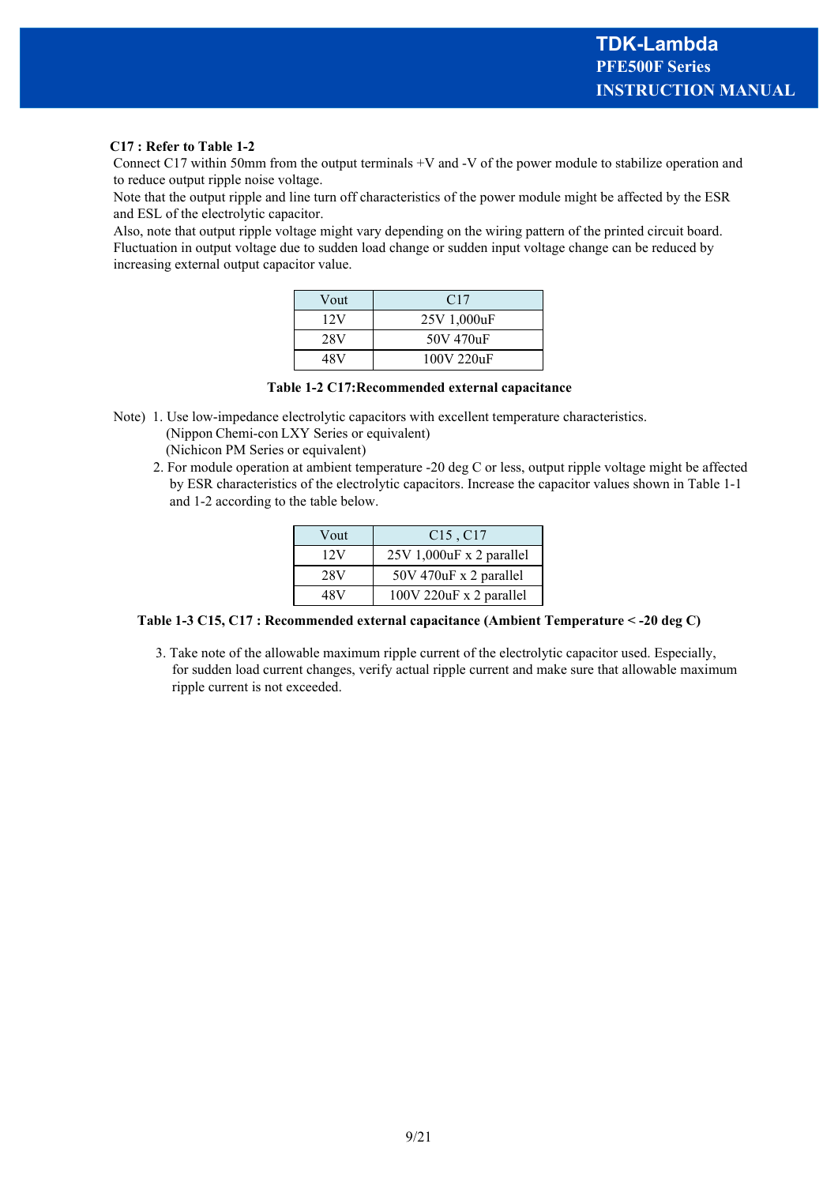**C17 : Refer to Table 1-2**

Connect C17 within 50mm from the output terminals +V and -V of the power module to stabilize operation and to reduce output ripple noise voltage.

Note that the output ripple and line turn off characteristics of the power module might be affected by the ESR and ESL of the electrolytic capacitor.

Also, note that output ripple voltage might vary depending on the wiring pattern of the printed circuit board. Fluctuation in output voltage due to sudden load change or sudden input voltage change can be reduced by increasing external output capacitor value.

| Vout | C17 |
|---|---|
| 12V | 25V 1,000uF |
| 28V | 50V 470uF |
| 48V | 100V 220uF |

**Table 1-2 C17:Recommended external capacitance**

Note) 1. Use low-impedance electrolytic capacitors with excellent temperature characteristics.
(Nippon Chemi-con LXY Series or equivalent)
(Nichicon PM Series or equivalent)

2. For module operation at ambient temperature -20 deg C or less, output ripple voltage might be affected by ESR characteristics of the electrolytic capacitors. Increase the capacitor values shown in Table 1-1 and 1-2 according to the table below.

| Vout | C15 , C17 |
|---|---|
| 12V | 25V 1,000uF x 2 parallel |
| 28V | 50V 470uF x 2 parallel |
| 48V | 100V 220uF x 2 parallel |

**Table 1-3 C15, C17 : Recommended external capacitance (Ambient Temperature < -20 deg C)**

3. Take note of the allowable maximum ripple current of the electrolytic capacitor used. Especially, for sudden load current changes, verify actual ripple current and make sure that allowable maximum ripple current is not exceeded.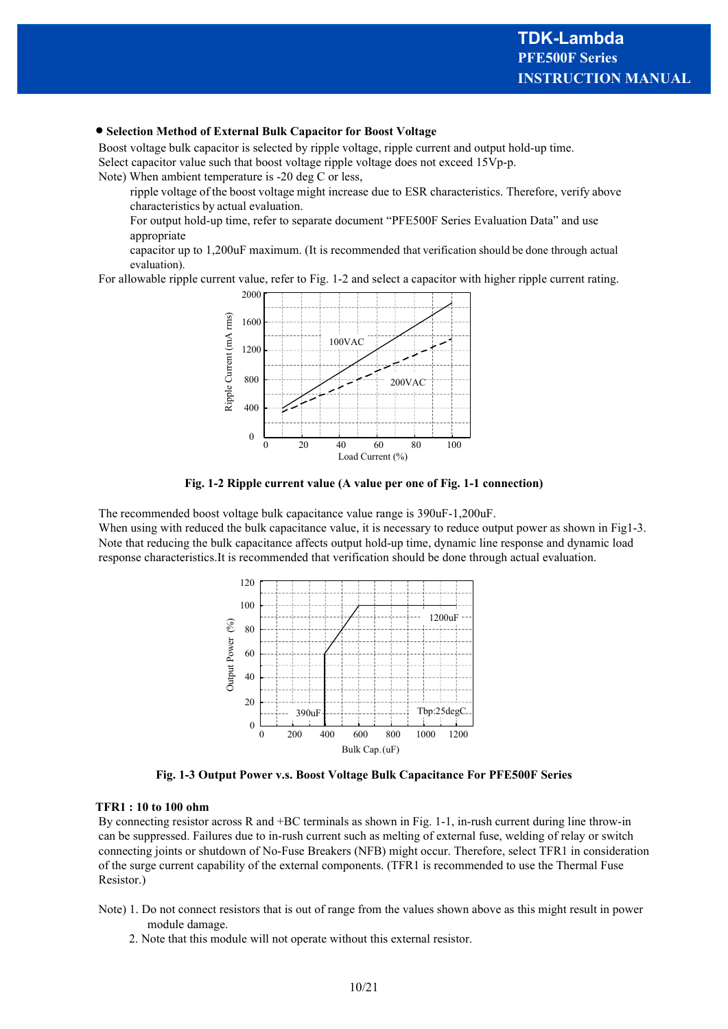- **Selection Method of External Bulk Capacitor for Boost Voltage**

Boost voltage bulk capacitor is selected by ripple voltage, ripple current and output hold-up time.
Select capacitor value such that boost voltage ripple voltage does not exceed 15Vp-p.
Note) When ambient temperature is -20 deg C or less,
ripple voltage of the boost voltage might increase due to ESR characteristics. Therefore, verify above characteristics by actual evaluation.
For output hold-up time, refer to separate document "PFE500F Series Evaluation Data" and use appropriate
capacitor up to 1,200uF maximum. (It is recommended that verification should be done through actual evaluation).
For allowable ripple current value, refer to Fig. 1-2 and select a capacitor with higher ripple current rating.

**Fig. 1-2 Ripple current value (A value per one of Fig. 1-1 connection)**

The recommended boost voltage bulk capacitance value range is 390uF-1,200uF.
When using with reduced the bulk capacitance value, it is necessary to reduce output power as shown in Fig1-3.
Note that reducing the bulk capacitance affects output hold-up time, dynamic line response and dynamic load response characteristics.It is recommended that verification should be done through actual evaluation.

**Fig. 1-3 Output Power v.s. Boost Voltage Bulk Capacitance For PFE500F Series**

**TFR1 : 10 to 100 ohm**

By connecting resistor across R and +BC terminals as shown in Fig. 1-1, in-rush current during line throw-in can be suppressed. Failures due to in-rush current such as melting of external fuse, welding of relay or switch connecting joints or shutdown of No-Fuse Breakers (NFB) might occur. Therefore, select TFR1 in consideration of the surge current capability of the external components. (TFR1 is recommended to use the Thermal Fuse Resistor.)

Note) 1. Do not connect resistors that is out of range from the values shown above as this might result in power module damage.
2. Note that this module will not operate without this external resistor.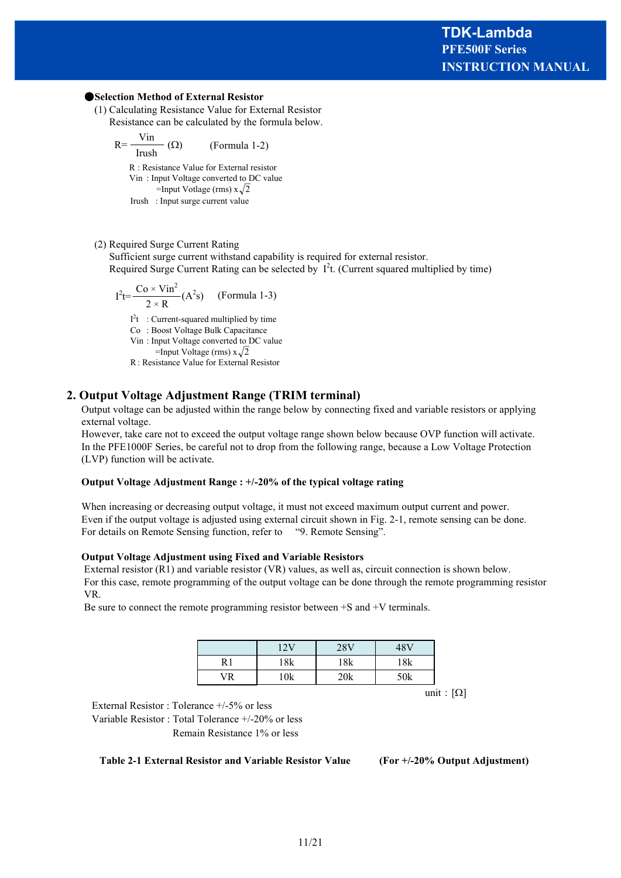●**Selection Method of External Resistor**

(1) Calculating Resistance Value for External Resistor

Resistance can be calculated by the formula below.

$$R=\frac{Vin}{Irush}\ (\Omega) \qquad \text{(Formula 1-2)}$$

R : Resistance Value for External resistor
Vin : Input Voltage converted to DC value
=Input Votlage (rms) x $\sqrt{2}$
Irush : Input surge current value

(2) Required Surge Current Rating

Sufficient surge current withstand capability is required for external resistor.
Required Surge Current Rating can be selected by $I^2t$. (Current squared multiplied by time)

$$I^2t=\frac{Co \times Vin^2}{2 \times R}(A^2s) \qquad \text{(Formula 1-3)}$$

$I^2t$ : Current-squared multiplied by time
Co : Boost Voltage Bulk Capacitance
Vin : Input Voltage converted to DC value
=Input Voltage (rms) x $\sqrt{2}$
R : Resistance Value for External Resistor

## 2. Output Voltage Adjustment Range (TRIM terminal)

Output voltage can be adjusted within the range below by connecting fixed and variable resistors or applying external voltage.
However, take care not to exceed the output voltage range shown below because OVP function will activate.
In the PFE1000F Series, be careful not to drop from the following range, because a Low Voltage Protection (LVP) function will be activate.

**Output Voltage Adjustment Range : +/-20% of the typical voltage rating**

When increasing or decreasing output voltage, it must not exceed maximum output current and power.
Even if the output voltage is adjusted using external circuit shown in Fig. 2-1, remote sensing can be done.
For details on Remote Sensing function, refer to "9. Remote Sensing".

**Output Voltage Adjustment using Fixed and Variable Resistors**

External resistor (R1) and variable resistor (VR) values, as well as, circuit connection is shown below.
For this case, remote programming of the output voltage can be done through the remote programming resistor VR.
Be sure to connect the remote programming resistor between +S and +V terminals.

|  | 12V | 28V | 48V |
|---|---|---|---|
| R1 | 18k | 18k | 18k |
| VR | 10k | 20k | 50k |

unit : [Ω]

External Resistor : Tolerance +/-5% or less
Variable Resistor : Total Tolerance +/-20% or less
Remain Resistance 1% or less

**Table 2-1 External Resistor and Variable Resistor Value (For +/-20% Output Adjustment)**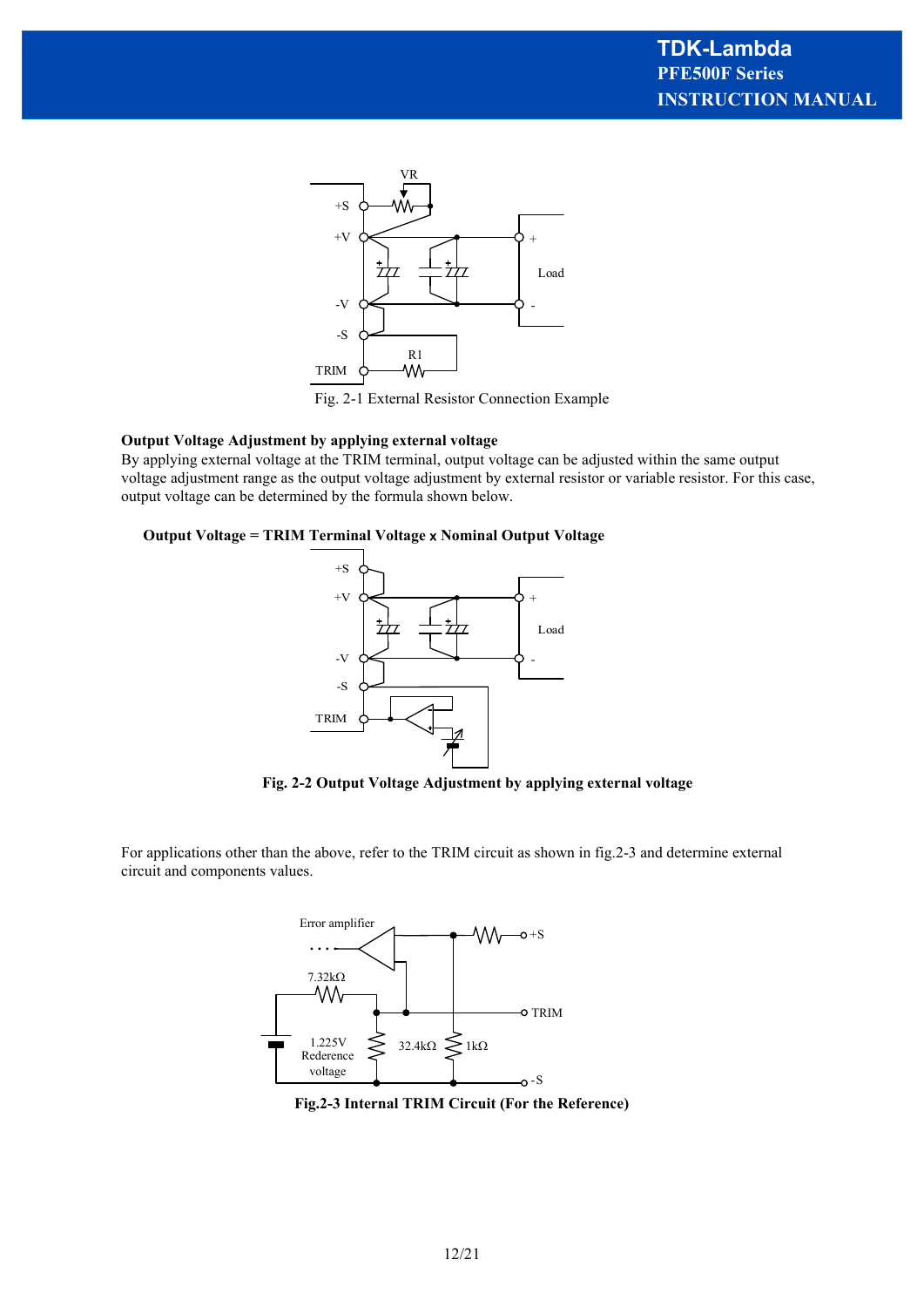Fig. 2-1 External Resistor Connection Example

**Output Voltage Adjustment by applying external voltage**

By applying external voltage at the TRIM terminal, output voltage can be adjusted within the same output voltage adjustment range as the output voltage adjustment by external resistor or variable resistor. For this case, output voltage can be determined by the formula shown below.

**Output Voltage = TRIM Terminal Voltage x Nominal Output Voltage**

**Fig. 2-2 Output Voltage Adjustment by applying external voltage**

For applications other than the above, refer to the TRIM circuit as shown in fig.2-3 and determine external circuit and components values.

**Fig.2-3 Internal TRIM Circuit (For the Reference)**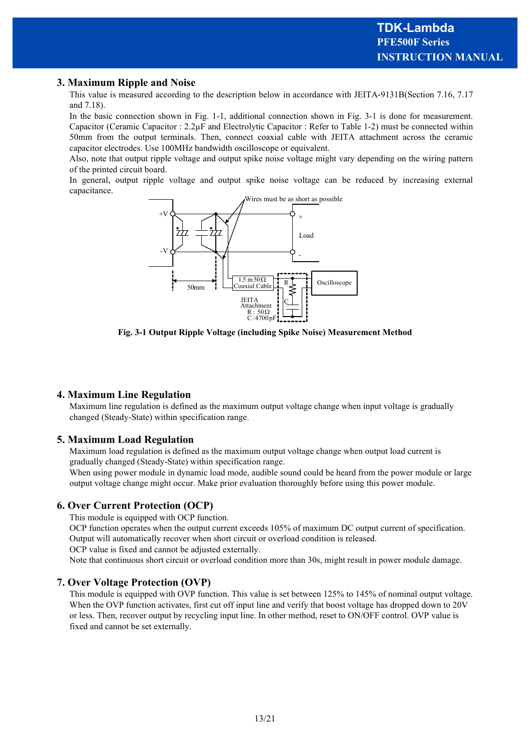## 3. Maximum Ripple and Noise

This value is measured according to the description below in accordance with JEITA-9131B(Section 7.16, 7.17 and 7.18).

In the basic connection shown in Fig. 1-1, additional connection shown in Fig. 3-1 is done for measurement. Capacitor (Ceramic Capacitor : 2.2µF and Electrolytic Capacitor : Refer to Table 1-2) must be connected within 50mm from the output terminals. Then, connect coaxial cable with JEITA attachment across the ceramic capacitor electrodes. Use 100MHz bandwidth oscilloscope or equivalent.

Also, note that output ripple voltage and output spike noise voltage might vary depending on the wiring pattern of the printed circuit board.

In general, output ripple voltage and output spike noise voltage can be reduced by increasing external capacitance.

Wires must be as short as possible

+V

-V

+

Load

-

50mm

1.5 m 50Ω Coaxial Cable

R

C

JEITA Attachment R : 50Ω C : 4700pF

Oscilloscope

**Fig. 3-1 Output Ripple Voltage (including Spike Noise) Measurement Method**

## 4. Maximum Line Regulation

Maximum line regulation is defined as the maximum output voltage change when input voltage is gradually changed (Steady-State) within specification range.

## 5. Maximum Load Regulation

Maximum load regulation is defined as the maximum output voltage change when output load current is gradually changed (Steady-State) within specification range.

When using power module in dynamic load mode, audible sound could be heard from the power module or large output voltage change might occur. Make prior evaluation thoroughly before using this power module.

## 6. Over Current Protection (OCP)

This module is equipped with OCP function.

OCP function operates when the output current exceeds 105% of maximum DC output current of specification.

Output will automatically recover when short circuit or overload condition is released.

OCP value is fixed and cannot be adjusted externally.

Note that continuous short circuit or overload condition more than 30s, might result in power module damage.

## 7. Over Voltage Protection (OVP)

This module is equipped with OVP function. This value is set between 125% to 145% of nominal output voltage. When the OVP function activates, first cut off input line and verify that boost voltage has dropped down to 20V or less. Then, recover output by recycling input line. In other method, reset to ON/OFF control. OVP value is fixed and cannot be set externally.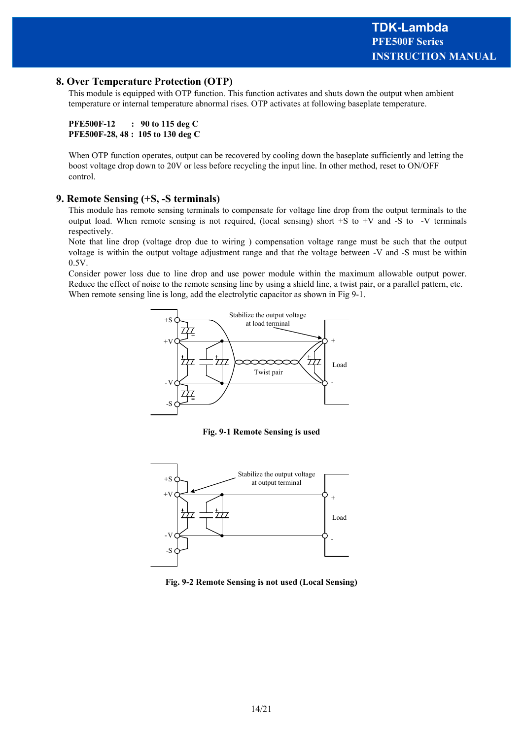## 8. Over Temperature Protection (OTP)

This module is equipped with OTP function. This function activates and shuts down the output when ambient temperature or internal temperature abnormal rises. OTP activates at following baseplate temperature.

**PFE500F-12 : 90 to 115 deg C**
**PFE500F-28, 48 : 105 to 130 deg C**

When OTP function operates, output can be recovered by cooling down the baseplate sufficiently and letting the boost voltage drop down to 20V or less before recycling the input line. In other method, reset to ON/OFF control.

## 9. Remote Sensing (+S, -S terminals)

This module has remote sensing terminals to compensate for voltage line drop from the output terminals to the output load. When remote sensing is not required, (local sensing) short +S to +V and -S to -V terminals respectively.

Note that line drop (voltage drop due to wiring ) compensation voltage range must be such that the output voltage is within the output voltage adjustment range and that the voltage between -V and -S must be within 0.5V.

Consider power loss due to line drop and use power module within the maximum allowable output power. Reduce the effect of noise to the remote sensing line by using a shield line, a twist pair, or a parallel pattern, etc. When remote sensing line is long, add the electrolytic capacitor as shown in Fig 9-1.

**Fig. 9-1 Remote Sensing is used**

**Fig. 9-2 Remote Sensing is not used (Local Sensing)**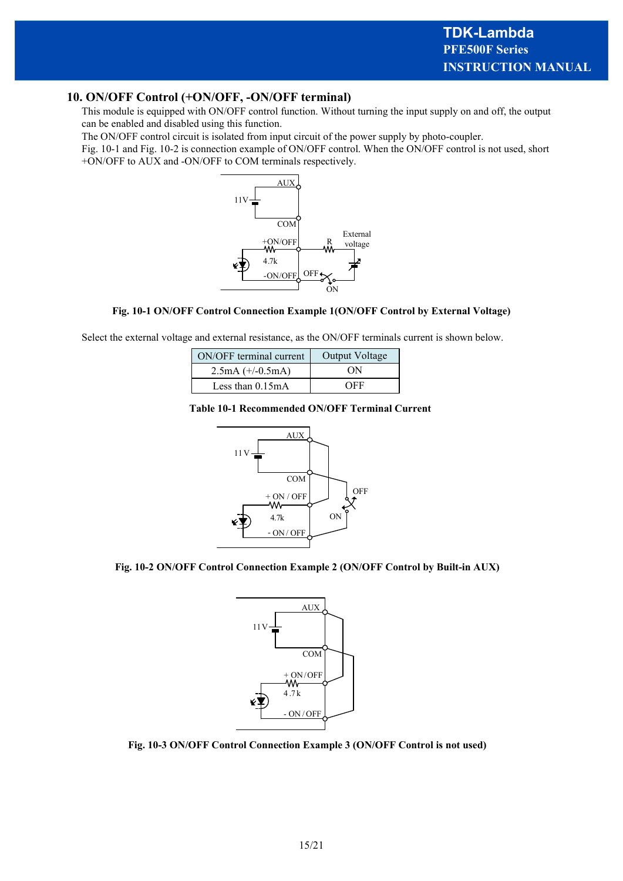## 10. ON/OFF Control (+ON/OFF, -ON/OFF terminal)

This module is equipped with ON/OFF control function. Without turning the input supply on and off, the output can be enabled and disabled using this function.

The ON/OFF control circuit is isolated from input circuit of the power supply by photo-coupler.

Fig. 10-1 and Fig. 10-2 is connection example of ON/OFF control. When the ON/OFF control is not used, short +ON/OFF to AUX and -ON/OFF to COM terminals respectively.

**Fig. 10-1 ON/OFF Control Connection Example 1(ON/OFF Control by External Voltage)**

Select the external voltage and external resistance, as the ON/OFF terminals current is shown below.

| ON/OFF terminal current | Output Voltage |
|---|---|
| 2.5mA (+/-0.5mA) | ON |
| Less than 0.15mA | OFF |

**Table 10-1 Recommended ON/OFF Terminal Current**

**Fig. 10-2 ON/OFF Control Connection Example 2 (ON/OFF Control by Built-in AUX)**

**Fig. 10-3 ON/OFF Control Connection Example 3 (ON/OFF Control is not used)**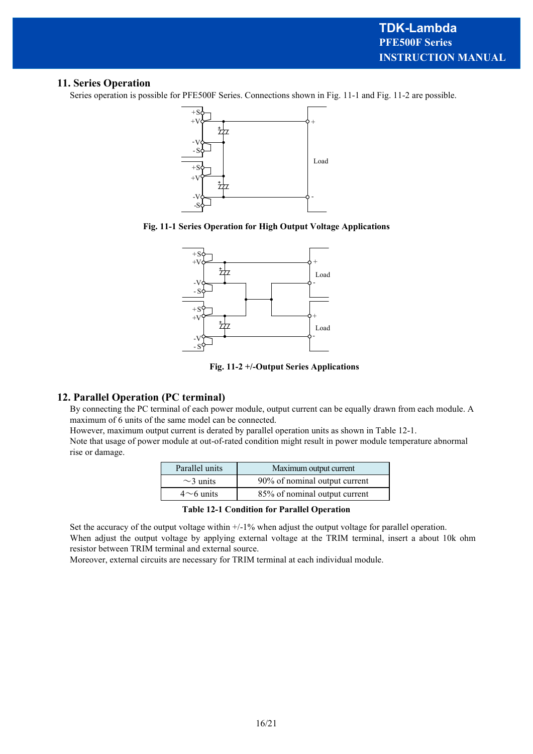## 11. Series Operation

Series operation is possible for PFE500F Series. Connections shown in Fig. 11-1 and Fig. 11-2 are possible.

Fig. 11-1 Series Operation for High Output Voltage Applications

Fig. 11-2 +/-Output Series Applications

## 12. Parallel Operation (PC terminal)

By connecting the PC terminal of each power module, output current can be equally drawn from each module. A maximum of 6 units of the same model can be connected.
However, maximum output current is derated by parallel operation units as shown in Table 12-1.
Note that usage of power module at out-of-rated condition might result in power module temperature abnormal rise or damage.

| Parallel units | Maximum output current |
|---|---|
| ～3 units | 90% of nominal output current |
| 4～6 units | 85% of nominal output current |

**Table 12-1 Condition for Parallel Operation**

Set the accuracy of the output voltage within +/-1% when adjust the output voltage for parallel operation.
When adjust the output voltage by applying external voltage at the TRIM terminal, insert a about 10k ohm resistor between TRIM terminal and external source.
Moreover, external circuits are necessary for TRIM terminal at each individual module.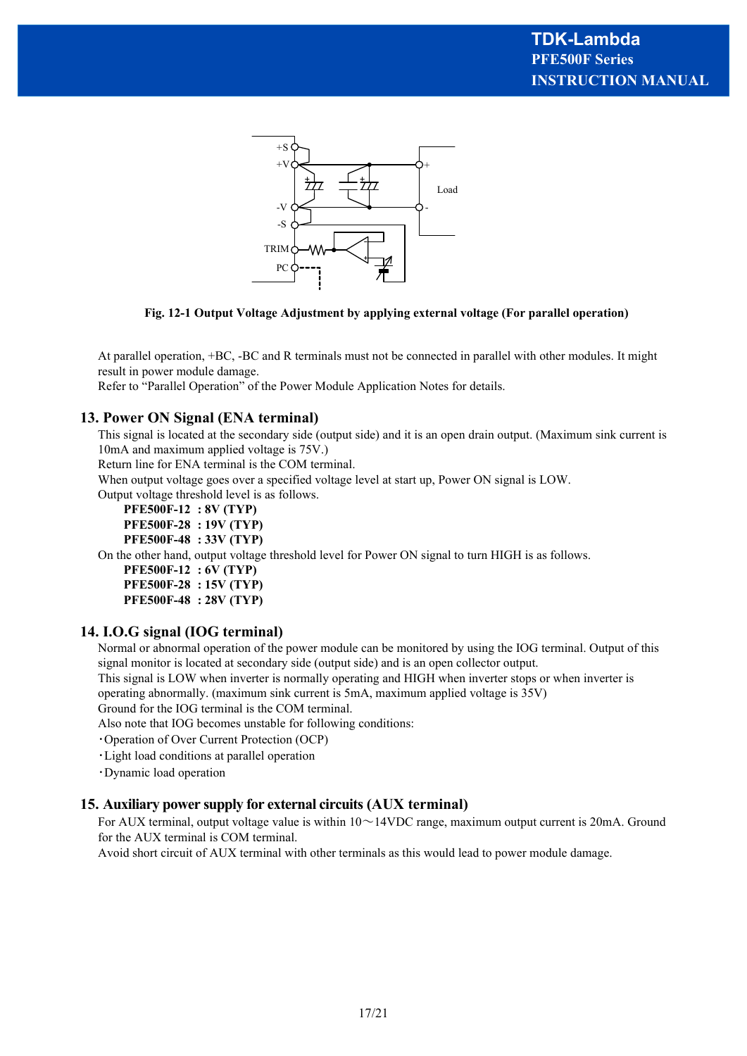Fig. 12-1 Output Voltage Adjustment by applying external voltage (For parallel operation)

At parallel operation, +BC, -BC and R terminals must not be connected in parallel with other modules. It might result in power module damage.
Refer to "Parallel Operation" of the Power Module Application Notes for details.

## 13. Power ON Signal (ENA terminal)

This signal is located at the secondary side (output side) and it is an open drain output. (Maximum sink current is 10mA and maximum applied voltage is 75V.)
Return line for ENA terminal is the COM terminal.
When output voltage goes over a specified voltage level at start up, Power ON signal is LOW.
Output voltage threshold level is as follows.

**PFE500F-12 : 8V (TYP)**
**PFE500F-28 : 19V (TYP)**
**PFE500F-48 : 33V (TYP)**

On the other hand, output voltage threshold level for Power ON signal to turn HIGH is as follows.

**PFE500F-12 : 6V (TYP)**
**PFE500F-28 : 15V (TYP)**
**PFE500F-48 : 28V (TYP)**

## 14. I.O.G signal (IOG terminal)

Normal or abnormal operation of the power module can be monitored by using the IOG terminal. Output of this signal monitor is located at secondary side (output side) and is an open collector output.
This signal is LOW when inverter is normally operating and HIGH when inverter stops or when inverter is operating abnormally. (maximum sink current is 5mA, maximum applied voltage is 35V)
Ground for the IOG terminal is the COM terminal.
Also note that IOG becomes unstable for following conditions:

・Operation of Over Current Protection (OCP)
・Light load conditions at parallel operation
・Dynamic load operation

## 15. Auxiliary power supply for external circuits (AUX terminal)

For AUX terminal, output voltage value is within 10～14VDC range, maximum output current is 20mA. Ground for the AUX terminal is COM terminal.
Avoid short circuit of AUX terminal with other terminals as this would lead to power module damage.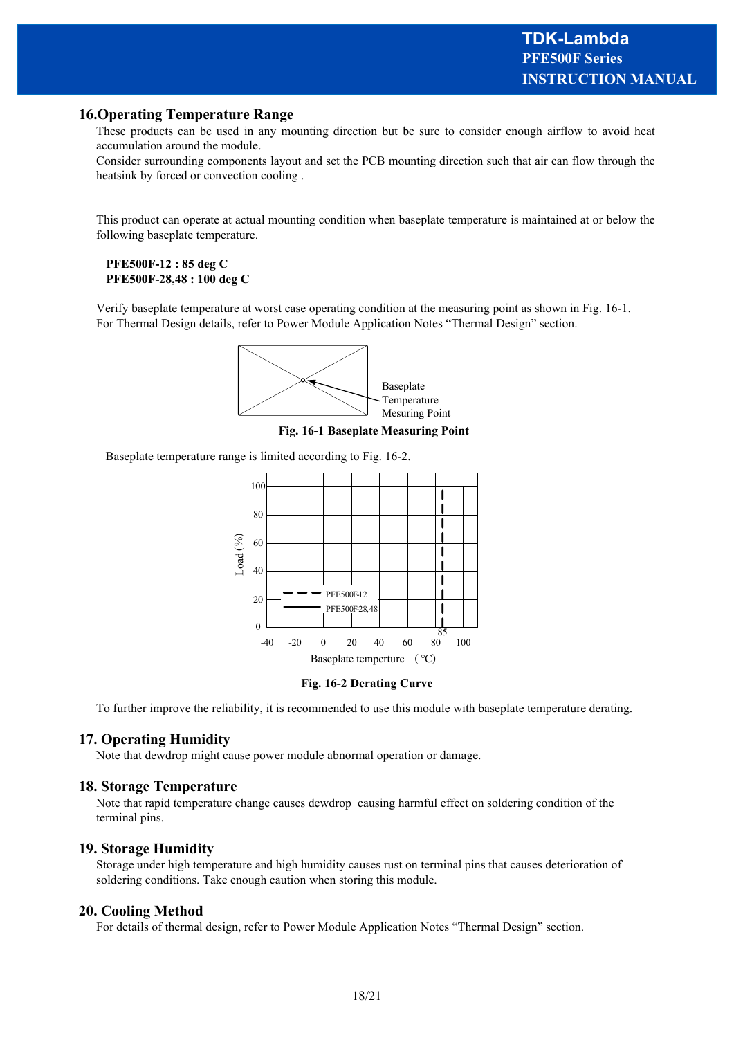## 16.Operating Temperature Range

These products can be used in any mounting direction but be sure to consider enough airflow to avoid heat accumulation around the module.
Consider surrounding components layout and set the PCB mounting direction such that air can flow through the heatsink by forced or convection cooling .

This product can operate at actual mounting condition when baseplate temperature is maintained at or below the following baseplate temperature.

**PFE500F-12 : 85 deg C**
**PFE500F-28,48 : 100 deg C**

Verify baseplate temperature at worst case operating condition at the measuring point as shown in Fig. 16-1.
For Thermal Design details, refer to Power Module Application Notes “Thermal Design” section.

Baseplate Temperature Mesuring Point

**Fig. 16-1 Baseplate Measuring Point**

Baseplate temperature range is limited according to Fig. 16-2.

**Fig. 16-2 Derating Curve**

To further improve the reliability, it is recommended to use this module with baseplate temperature derating.

## 17. Operating Humidity

Note that dewdrop might cause power module abnormal operation or damage.

## 18. Storage Temperature

Note that rapid temperature change causes dewdrop causing harmful effect on soldering condition of the terminal pins.

## 19. Storage Humidity

Storage under high temperature and high humidity causes rust on terminal pins that causes deterioration of soldering conditions. Take enough caution when storing this module.

## 20. Cooling Method

For details of thermal design, refer to Power Module Application Notes “Thermal Design” section.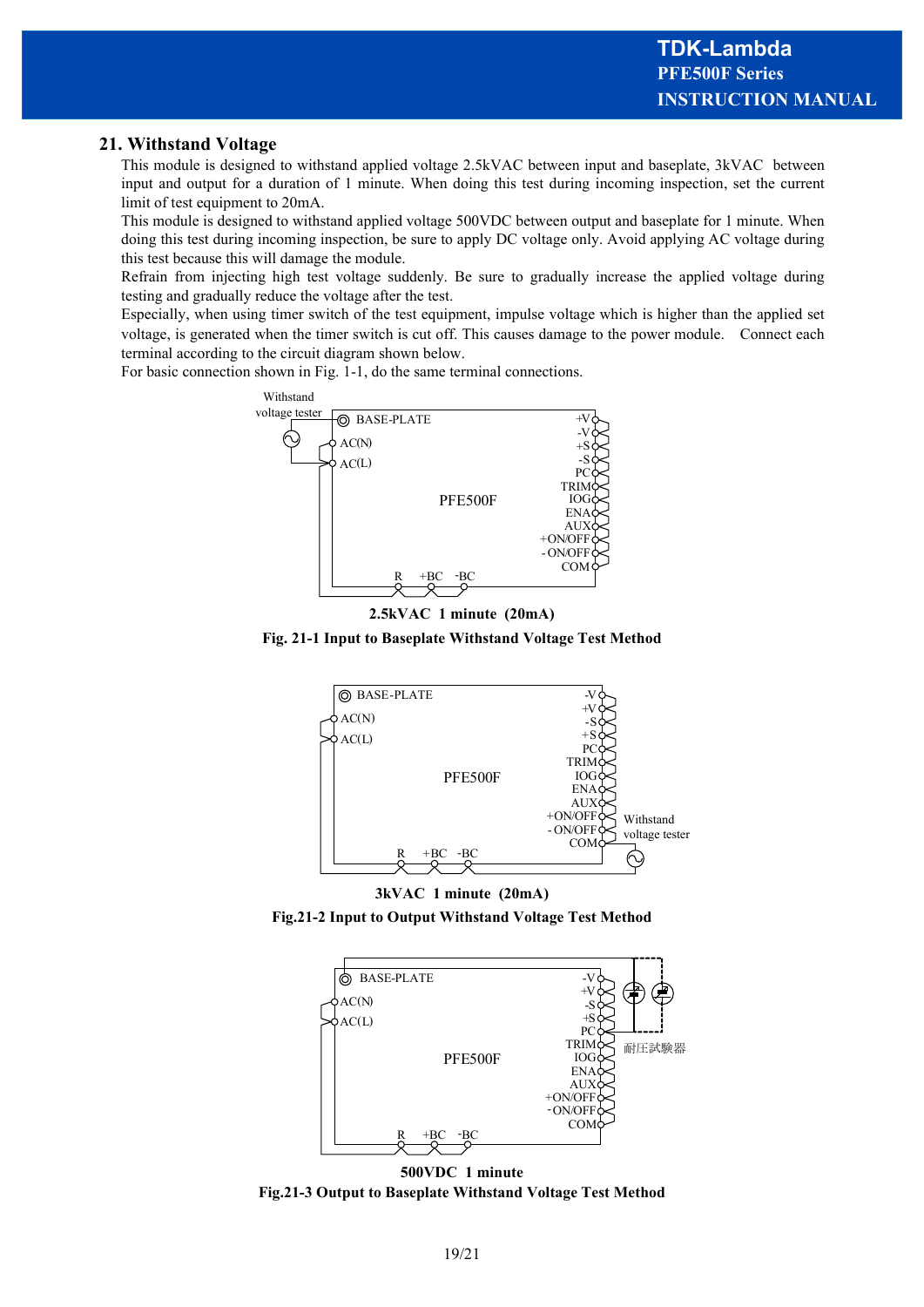## 21. Withstand Voltage

This module is designed to withstand applied voltage 2.5kVAC between input and baseplate, 3kVAC between input and output for a duration of 1 minute. When doing this test during incoming inspection, set the current limit of test equipment to 20mA.

This module is designed to withstand applied voltage 500VDC between output and baseplate for 1 minute. When doing this test during incoming inspection, be sure to apply DC voltage only. Avoid applying AC voltage during this test because this will damage the module.

Refrain from injecting high test voltage suddenly. Be sure to gradually increase the applied voltage during testing and gradually reduce the voltage after the test.

Especially, when using timer switch of the test equipment, impulse voltage which is higher than the applied set voltage, is generated when the timer switch is cut off. This causes damage to the power module. Connect each terminal according to the circuit diagram shown below.

For basic connection shown in Fig. 1-1, do the same terminal connections.

Withstand voltage tester

BASE-PLATE, AC(N), AC(L), PFE500F, +V, -V, +S, -S, PC, TRIM, IOG, ENA, AUX, +ON/OFF, -ON/OFF, COM, R, +BC, -BC

**2.5kVAC 1 minute (20mA)**

**Fig. 21-1 Input to Baseplate Withstand Voltage Test Method**

BASE-PLATE, AC(N), AC(L), PFE500F, -V, +V, -S, +S, PC, TRIM, IOG, ENA, AUX, +ON/OFF, -ON/OFF, COM, R, +BC, -BC

Withstand voltage tester

**3kVAC 1 minute (20mA)**

**Fig.21-2 Input to Output Withstand Voltage Test Method**

BASE-PLATE, AC(N), AC(L), PFE500F, -V, +V, -S, +S, PC, TRIM, IOG, ENA, AUX, +ON/OFF, -ON/OFF, COM, R, +BC, -BC

耐圧試験器

**500VDC 1 minute**

**Fig.21-3 Output to Baseplate Withstand Voltage Test Method**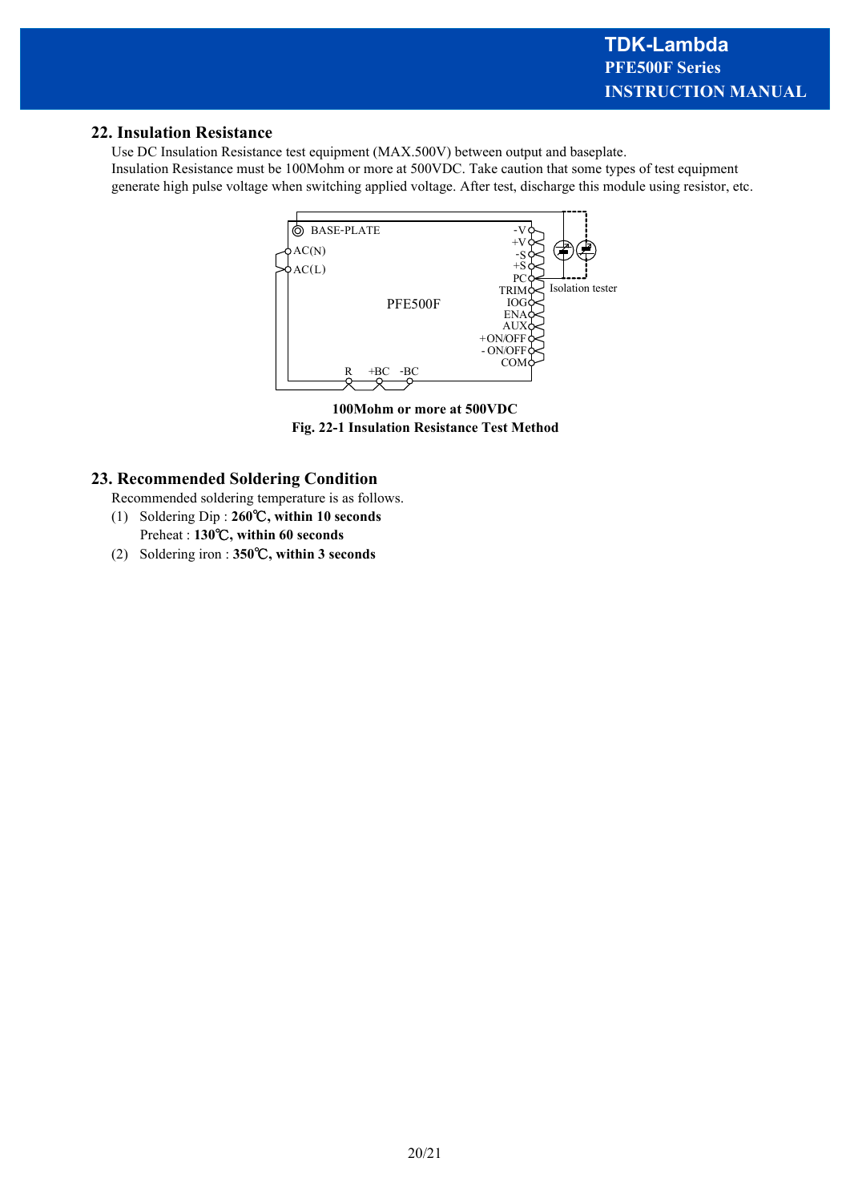## 22. Insulation Resistance

Use DC Insulation Resistance test equipment (MAX.500V) between output and baseplate.
Insulation Resistance must be 100Mohm or more at 500VDC. Take caution that some types of test equipment generate high pulse voltage when switching applied voltage. After test, discharge this module using resistor, etc.

**100Mohm or more at 500VDC**

**Fig. 22-1 Insulation Resistance Test Method**

## 23. Recommended Soldering Condition

Recommended soldering temperature is as follows.

(1) Soldering Dip : **260℃, within 10 seconds**
Preheat : **130℃, within 60 seconds**

(2) Soldering iron : **350℃, within 3 seconds**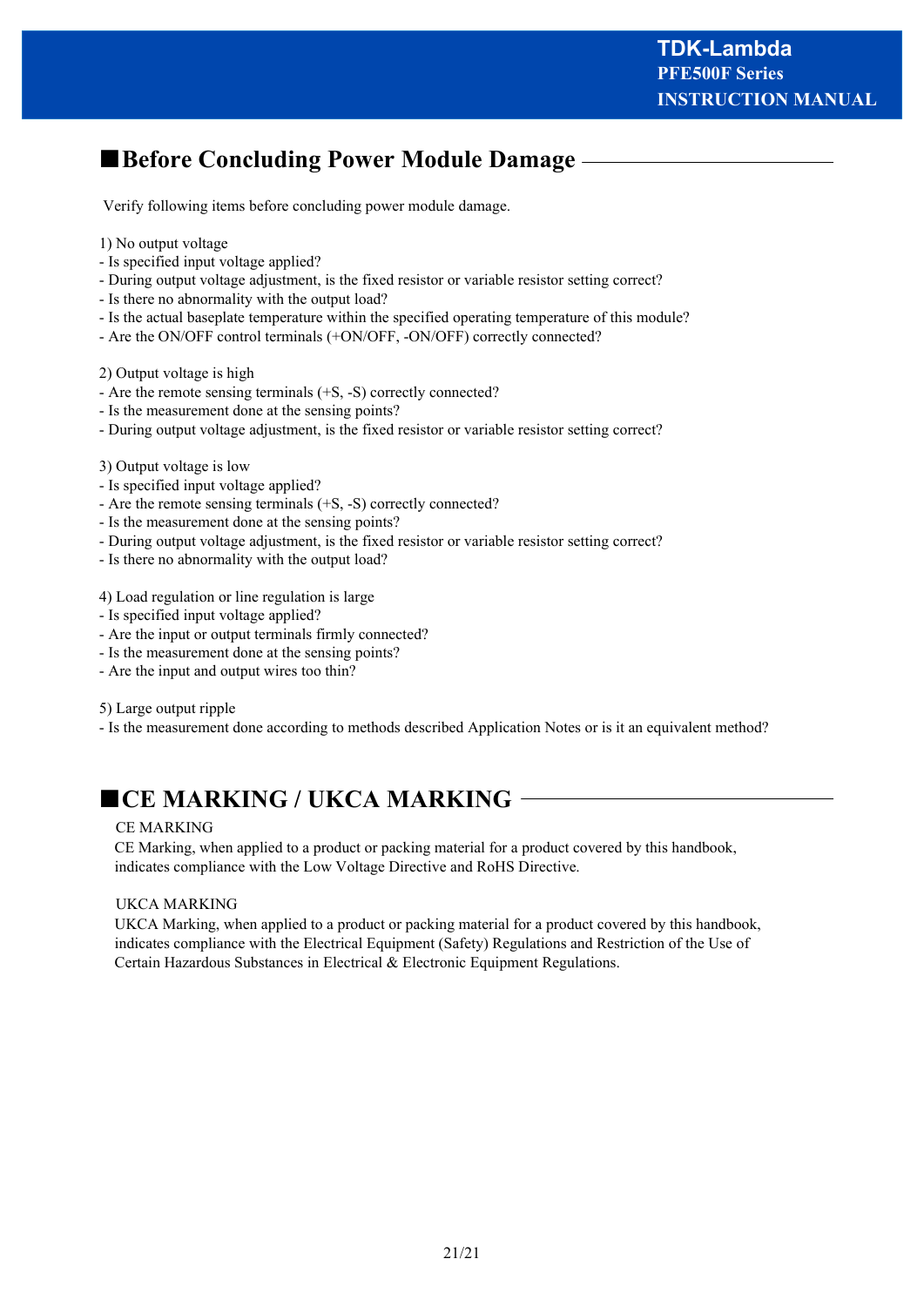## ■Before Concluding Power Module Damage

Verify following items before concluding power module damage.

1) No output voltage
- Is specified input voltage applied?
- During output voltage adjustment, is the fixed resistor or variable resistor setting correct?
- Is there no abnormality with the output load?
- Is the actual baseplate temperature within the specified operating temperature of this module?
- Are the ON/OFF control terminals (+ON/OFF, -ON/OFF) correctly connected?

2) Output voltage is high
- Are the remote sensing terminals (+S, -S) correctly connected?
- Is the measurement done at the sensing points?
- During output voltage adjustment, is the fixed resistor or variable resistor setting correct?

3) Output voltage is low
- Is specified input voltage applied?
- Are the remote sensing terminals (+S, -S) correctly connected?
- Is the measurement done at the sensing points?
- During output voltage adjustment, is the fixed resistor or variable resistor setting correct?
- Is there no abnormality with the output load?

4) Load regulation or line regulation is large
- Is specified input voltage applied?
- Are the input or output terminals firmly connected?
- Is the measurement done at the sensing points?
- Are the input and output wires too thin?

5) Large output ripple
- Is the measurement done according to methods described Application Notes or is it an equivalent method?

## ■CE MARKING / UKCA MARKING

CE MARKING

CE Marking, when applied to a product or packing material for a product covered by this handbook, indicates compliance with the Low Voltage Directive and RoHS Directive.

UKCA MARKING

UKCA Marking, when applied to a product or packing material for a product covered by this handbook, indicates compliance with the Electrical Equipment (Safety) Regulations and Restriction of the Use of Certain Hazardous Substances in Electrical & Electronic Equipment Regulations.